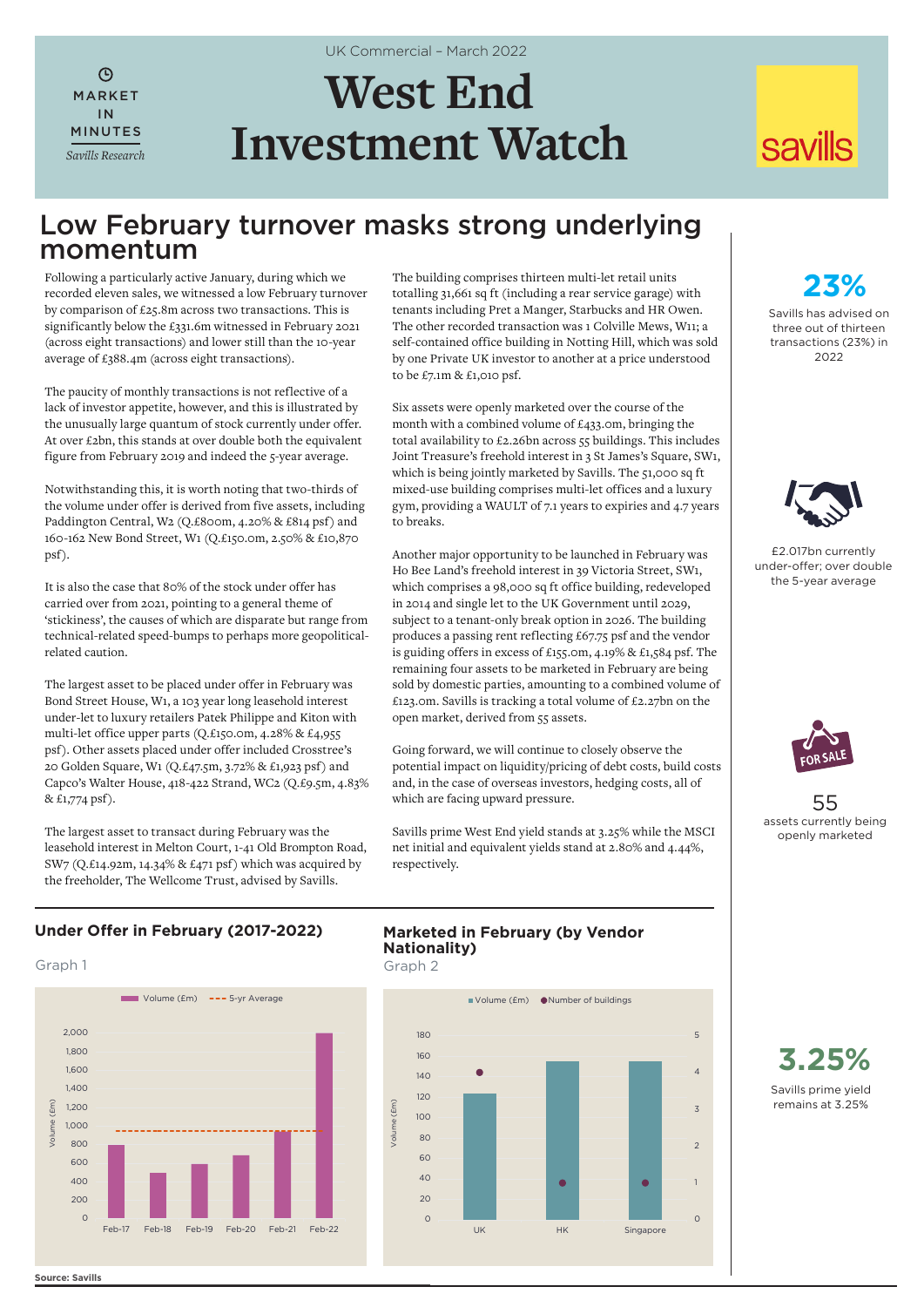UK Commercial – March 2022

MARKET IN MINUTES

*Savills Research*

# West End Investment Watch

savills

## Low February turnover masks strong underlying momentum

Following a particularly active January, during which we recorded eleven sales, we witnessed a low February turnover by comparison of £25.8m across two transactions. This is significantly below the £331.6m witnessed in February 2021 (across eight transactions) and lower still than the 10-year average of £388.4m (across eight transactions).

The paucity of monthly transactions is not reflective of a lack of investor appetite, however, and this is illustrated by the unusually large quantum of stock currently under offer. At over £2bn, this stands at over double both the equivalent figure from February 2019 and indeed the 5-year average.

Notwithstanding this, it is worth noting that two-thirds of the volume under offer is derived from five assets, including Paddington Central, W2 (Q.£800m, 4.20% & £814 psf) and 160-162 New Bond Street, W1 (Q.£150.0m, 2.50% & £10,870 psf).

It is also the case that 80% of the stock under offer has carried over from 2021, pointing to a general theme of 'stickiness', the causes of which are disparate but range from technical-related speed-bumps to perhaps more geopolitical-related caution.

The largest asset to be placed under offer in February was Bond Street House, W1, a 103 year long leasehold interest under-let to luxury retailers Patek Philippe and Kiton with multi-let office upper parts (Q.£150.0m, 4.28% & £4,955 psf). Other assets placed under offer included Crosstree's 20 Golden Square, W1 (Q.£47.5m, 3.72% & £1,923 psf) and Capco's Walter House, 418-422 Strand, WC2 (Q.£9.5m, 4.83% & £1,774 psf).

The largest asset to transact during February was the leasehold interest in Melton Court, 1-41 Old Brompton Road, SW7 (Q.£14.92m, 14.34% & £471 psf) which was acquired by the freeholder, The Wellcome Trust, advised by Savills.

The building comprises thirteen multi-let retail units totalling 31,661 sq ft (including a rear service garage) with tenants including Pret a Manger, Starbucks and HR Owen. The other recorded transaction was 1 Colville Mews, W11; a self-contained office building in Notting Hill, which was sold by one Private UK investor to another at a price understood to be £7.1m & £1,010 psf.

Six assets were openly marketed over the course of the month with a combined volume of £433.0m, bringing the total availability to £2.26bn across 55 buildings. This includes Joint Treasure's freehold interest in 3 St James's Square, SW1, which is being jointly marketed by Savills. The 51,000 sq ft mixed-use building comprises multi-let offices and a luxury gym, providing a WAULT of 7.1 years to expiries and 4.7 years to breaks.

Another major opportunity to be launched in February was Ho Bee Land's freehold interest in 39 Victoria Street, SW1, which comprises a 98,000 sq ft office building, redeveloped in 2014 and single let to the UK Government until 2029, subject to a tenant-only break option in 2026. The building produces a passing rent reflecting £67.75 psf and the vendor is guiding offers in excess of £155.0m, 4.19% & £1,584 psf. The remaining four assets to be marketed in February are being sold by domestic parties, amounting to a combined volume of £123.0m. Savills is tracking a total volume of £2.27bn on the open market, derived from 55 assets.

Going forward, we will continue to closely observe the potential impact on liquidity/pricing of debt costs, build costs and, in the case of overseas investors, hedging costs, all of which are facing upward pressure.

Savills prime West End yield stands at 3.25% while the MSCI net initial and equivalent yields stand at 2.80% and 4.44%, respectively.

**23%**

Savills has advised on three out of thirteen transactions (23%) in 2022

£2.017bn currently under-offer; over double the 5-year average

**55**

assets currently being openly marketed

**3.25%**

Savills prime yield remains at 3.25%

### Under Offer in February (2017-2022)

Graph 1

| | Volume (£m) | 5-yr Average |
|---|---|---|
| Feb-17 | ~800 | ~950 |
| Feb-18 | ~500 | ~950 |
| Feb-19 | ~590 | ~950 |
| Feb-20 | ~680 | ~950 |
| Feb-21 | ~950 | ~950 |
| Feb-22 | ~2,000 | ~950 |

### Marketed in February (by Vendor Nationality)

Graph 2

| Vendor Nationality | Volume (£m) | Number of buildings |
|---|---|---|
| UK | ~123 | 4 |
| HK | ~155 | 1 |
| Singapore | ~155 | 1 |

**Source: Savills**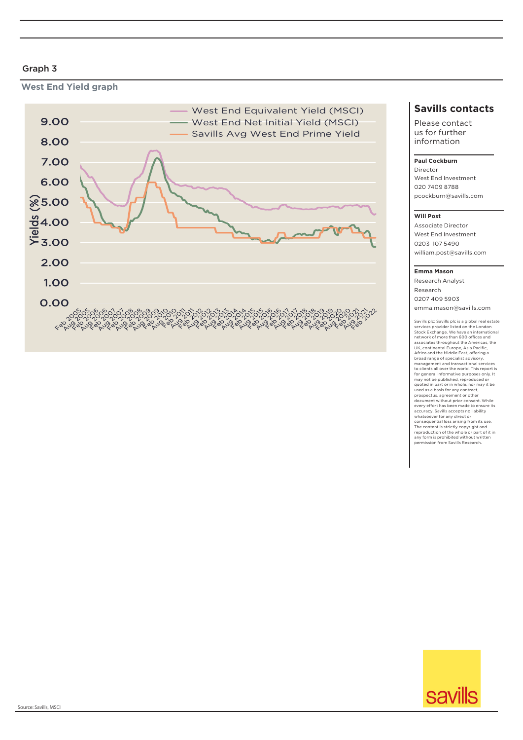## Graph 3

### West End Yield graph

West End Equivalent Yield (MSCI)
West End Net Initial Yield (MSCI)
Savills Avg West End Prime Yield

Yields (%)

9.00
8.00
7.00
6.00
5.00
4.00
3.00
2.00
1.00
0.00

Feb 2005, Aug 2005, Feb 2006, Aug 2006, Feb 2007, Aug 2007, Feb 2008, Aug 2008, Feb 2009, Aug 2009, Feb 2010, Aug 2010, Feb 2011, Aug 2011, Feb 2012, Aug 2012, Feb 2013, Aug 2013, Feb 2014, Aug 2014, Feb 2015, Aug 2015, Feb 2016, Aug 2016, Feb 2017, Aug 2017, Feb 2018, Aug 2018, Feb 2019, Aug 2019, Feb 2020, Aug 2020, Feb 2021, Aug 2021, Feb 2022

Source: Savills, MSCI

## Savills contacts

Please contact us for further information

**Paul Cockburn**
Director
West End Investment
020 7409 8788
pcockburn@savills.com

**Will Post**
Associate Director
West End Investment
0203 107 5490
william.post@savills.com

**Emma Mason**
Research Analyst
Research
0207 409 5903
emma.mason@savills.com

Savills plc: Savills plc is a global real estate services provider listed on the London Stock Exchange. We have an international network of more than 600 offices and associates throughout the Americas, the UK, continental Europe, Asia Pacific, Africa and the Middle East, offering a broad range of specialist advisory, management and transactional services to clients all over the world. This report is for general informative purposes only. It may not be published, reproduced or quoted in part or in whole, nor may it be used as a basis for any contract, prospectus, agreement or other document without prior consent. While every effort has been made to ensure its accuracy, Savills accepts no liability whatsoever for any direct or consequential loss arising from its use. The content is strictly copyright and reproduction of the whole or part of it in any form is prohibited without written permission from Savills Research.